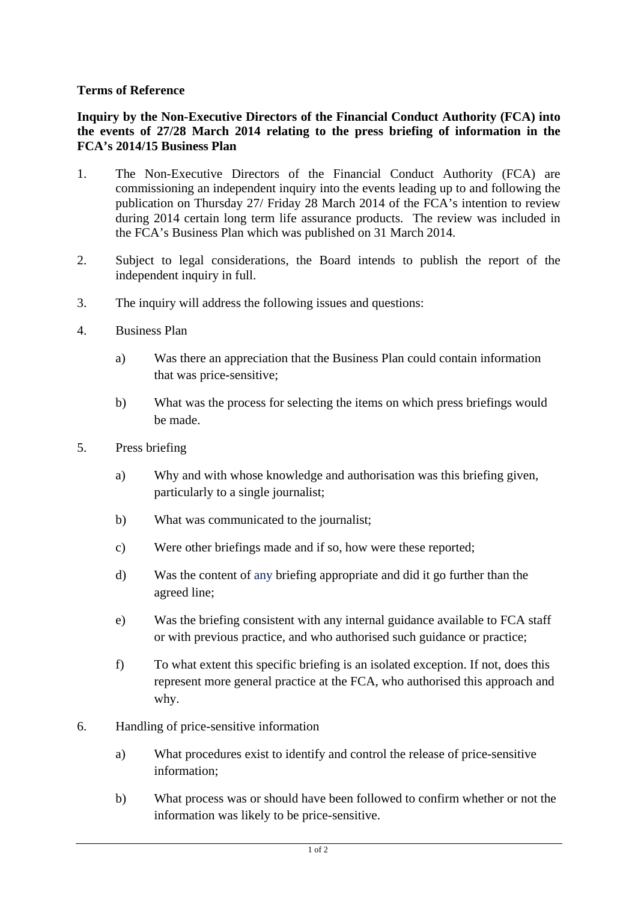**Terms of Reference**

**Inquiry by the Non-Executive Directors of the Financial Conduct Authority (FCA) into the events of 27/28 March 2014 relating to the press briefing of information in the FCA's 2014/15 Business Plan**

1. The Non-Executive Directors of the Financial Conduct Authority (FCA) are commissioning an independent inquiry into the events leading up to and following the publication on Thursday 27/ Friday 28 March 2014 of the FCA's intention to review during 2014 certain long term life assurance products. The review was included in the FCA's Business Plan which was published on 31 March 2014.

2. Subject to legal considerations, the Board intends to publish the report of the independent inquiry in full.

3. The inquiry will address the following issues and questions:

4. Business Plan

   a) Was there an appreciation that the Business Plan could contain information that was price-sensitive;

   b) What was the process for selecting the items on which press briefings would be made.

5. Press briefing

   a) Why and with whose knowledge and authorisation was this briefing given, particularly to a single journalist;

   b) What was communicated to the journalist;

   c) Were other briefings made and if so, how were these reported;

   d) Was the content of any briefing appropriate and did it go further than the agreed line;

   e) Was the briefing consistent with any internal guidance available to FCA staff or with previous practice, and who authorised such guidance or practice;

   f) To what extent this specific briefing is an isolated exception. If not, does this represent more general practice at the FCA, who authorised this approach and why.

6. Handling of price-sensitive information

   a) What procedures exist to identify and control the release of price-sensitive information;

   b) What process was or should have been followed to confirm whether or not the information was likely to be price-sensitive.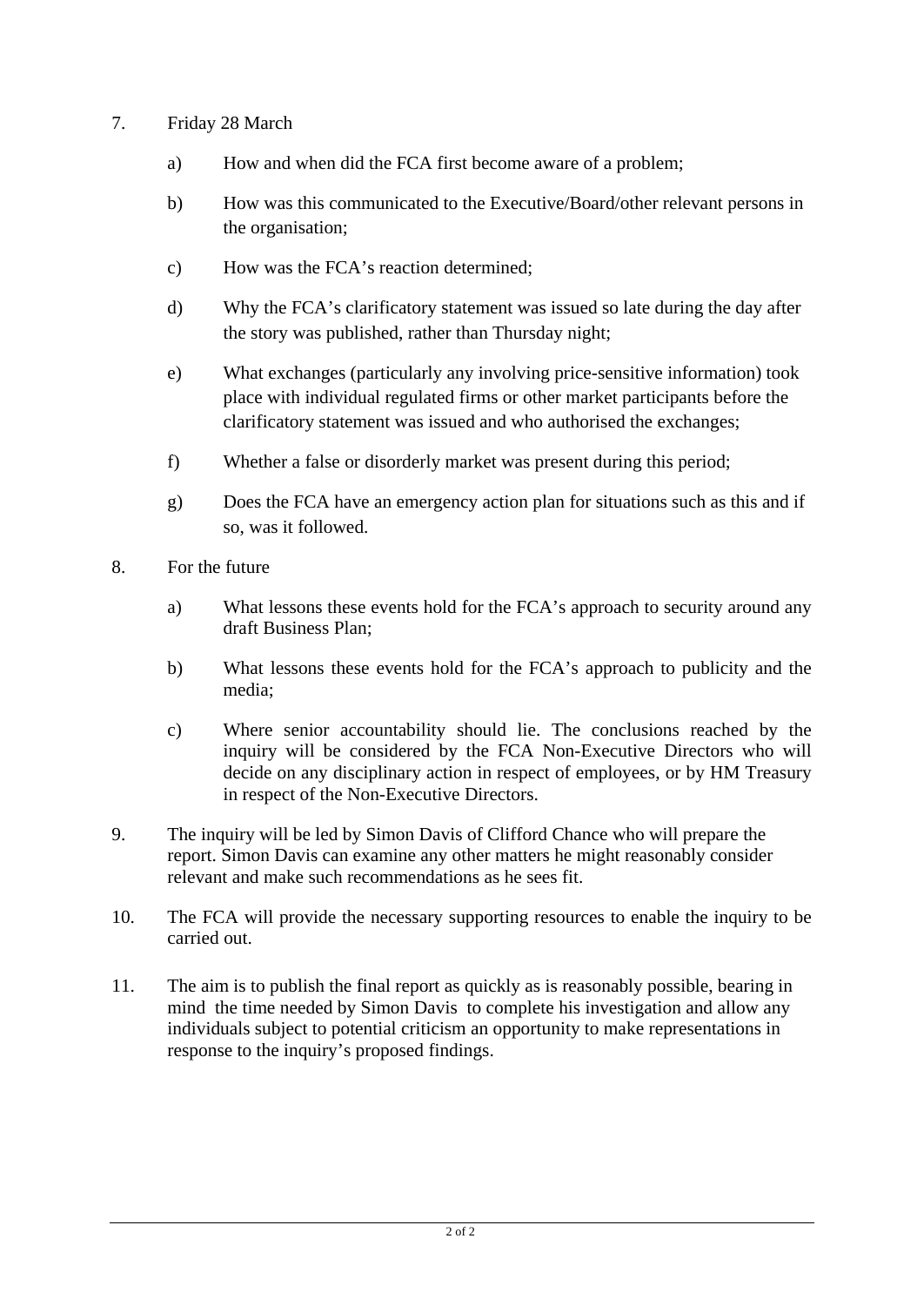7. Friday 28 March

   a) How and when did the FCA first become aware of a problem;

   b) How was this communicated to the Executive/Board/other relevant persons in the organisation;

   c) How was the FCA's reaction determined;

   d) Why the FCA's clarificatory statement was issued so late during the day after the story was published, rather than Thursday night;

   e) What exchanges (particularly any involving price-sensitive information) took place with individual regulated firms or other market participants before the clarificatory statement was issued and who authorised the exchanges;

   f) Whether a false or disorderly market was present during this period;

   g) Does the FCA have an emergency action plan for situations such as this and if so, was it followed.

8. For the future

   a) What lessons these events hold for the FCA's approach to security around any draft Business Plan;

   b) What lessons these events hold for the FCA's approach to publicity and the media;

   c) Where senior accountability should lie. The conclusions reached by the inquiry will be considered by the FCA Non-Executive Directors who will decide on any disciplinary action in respect of employees, or by HM Treasury in respect of the Non-Executive Directors.

9. The inquiry will be led by Simon Davis of Clifford Chance who will prepare the report. Simon Davis can examine any other matters he might reasonably consider relevant and make such recommendations as he sees fit.

10. The FCA will provide the necessary supporting resources to enable the inquiry to be carried out.

11. The aim is to publish the final report as quickly as is reasonably possible, bearing in mind the time needed by Simon Davis to complete his investigation and allow any individuals subject to potential criticism an opportunity to make representations in response to the inquiry's proposed findings.